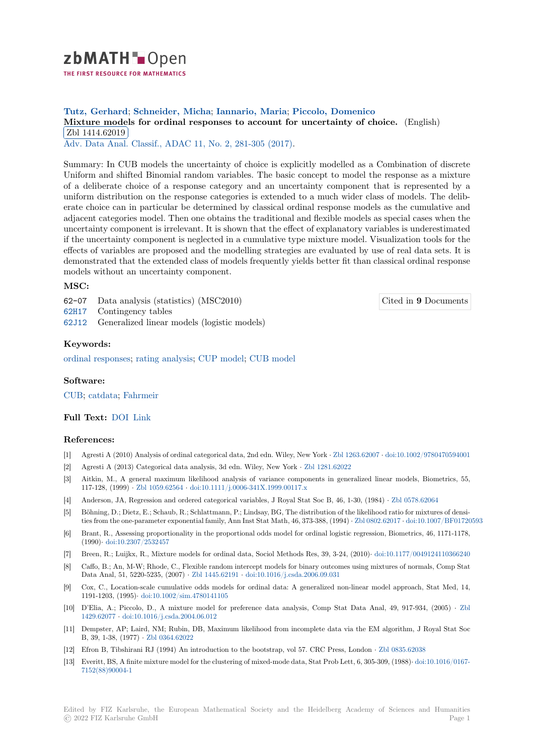**Tutz, Gerhard**; **Schneider, Micha**; **Iannario, Maria**; **Piccolo, Domenico**

**Mixture models for ordinal responses to account for uncertainty of choice.** (English)

Zbl 1414.62019

Adv. Data Anal. Classif., ADAC 11, No. 2, 281-305 (2017).

Summary: In CUB models the uncertainty of choice is explicitly modelled as a Combination of discrete Uniform and shifted Binomial random variables. The basic concept to model the response as a mixture of a deliberate choice of a response category and an uncertainty component that is represented by a uniform distribution on the response categories is extended to a much wider class of models. The deliberate choice can in particular be determined by classical ordinal response models as the cumulative and adjacent categories model. Then one obtains the traditional and flexible models as special cases when the uncertainty component is irrelevant. It is shown that the effect of explanatory variables is underestimated if the uncertainty component is neglected in a cumulative type mixture model. Visualization tools for the effects of variables are proposed and the modelling strategies are evaluated by use of real data sets. It is demonstrated that the extended class of models frequently yields better fit than classical ordinal response models without an uncertainty component.

### MSC:

62-07 Data analysis (statistics) (MSC2010)

62H17 Contingency tables

62J12 Generalized linear models (logistic models)

Cited in **9** Documents

### Keywords:

ordinal responses; rating analysis; CUP model; CUB model

### Software:

CUB; catdata; Fahrmeir

**Full Text:** DOI Link

### References:

[1] Agresti A (2010) Analysis of ordinal categorical data, 2nd edn. Wiley, New York · Zbl 1263.62007 · doi:10.1002/9780470594001

[2] Agresti A (2013) Categorical data analysis, 3d edn. Wiley, New York · Zbl 1281.62022

[3] Aitkin, M., A general maximum likelihood analysis of variance components in generalized linear models, Biometrics, 55, 117-128, (1999) · Zbl 1059.62564 · doi:10.1111/j.0006-341X.1999.00117.x

[4] Anderson, JA, Regression and ordered categorical variables, J Royal Stat Soc B, 46, 1-30, (1984) · Zbl 0578.62064

[5] Böhning, D.; Dietz, E.; Schaub, R.; Schlattmann, P.; Lindsay, BG, The distribution of the likelihood ratio for mixtures of densities from the one-parameter exponential family, Ann Inst Stat Math, 46, 373-388, (1994) · Zbl 0802.62017 · doi:10.1007/BF01720593

[6] Brant, R., Assessing proportionality in the proportional odds model for ordinal logistic regression, Biometrics, 46, 1171-1178, (1990)· doi:10.2307/2532457

[7] Breen, R.; Luijkx, R., Mixture models for ordinal data, Sociol Methods Res, 39, 3-24, (2010)· doi:10.1177/0049124110366240

[8] Caffo, B.; An, M-W; Rhode, C., Flexible random intercept models for binary outcomes using mixtures of normals, Comp Stat Data Anal, 51, 5220-5235, (2007) · Zbl 1445.62191 · doi:10.1016/j.csda.2006.09.031

[9] Cox, C., Location-scale cumulative odds models for ordinal data: A generalized non-linear model approach, Stat Med, 14, 1191-1203, (1995)· doi:10.1002/sim.4780141105

[10] D'Elia, A.; Piccolo, D., A mixture model for preference data analysis, Comp Stat Data Anal, 49, 917-934, (2005) · Zbl 1429.62077 · doi:10.1016/j.csda.2004.06.012

[11] Dempster, AP; Laird, NM; Rubin, DB, Maximum likelihood from incomplete data via the EM algorithm, J Royal Stat Soc B, 39, 1-38, (1977) · Zbl 0364.62022

[12] Efron B, Tibshirani RJ (1994) An introduction to the bootstrap, vol 57. CRC Press, London · Zbl 0835.62038

[13] Everitt, BS, A finite mixture model for the clustering of mixed-mode data, Stat Prob Lett, 6, 305-309, (1988)· doi:10.1016/0167-7152(88)90004-1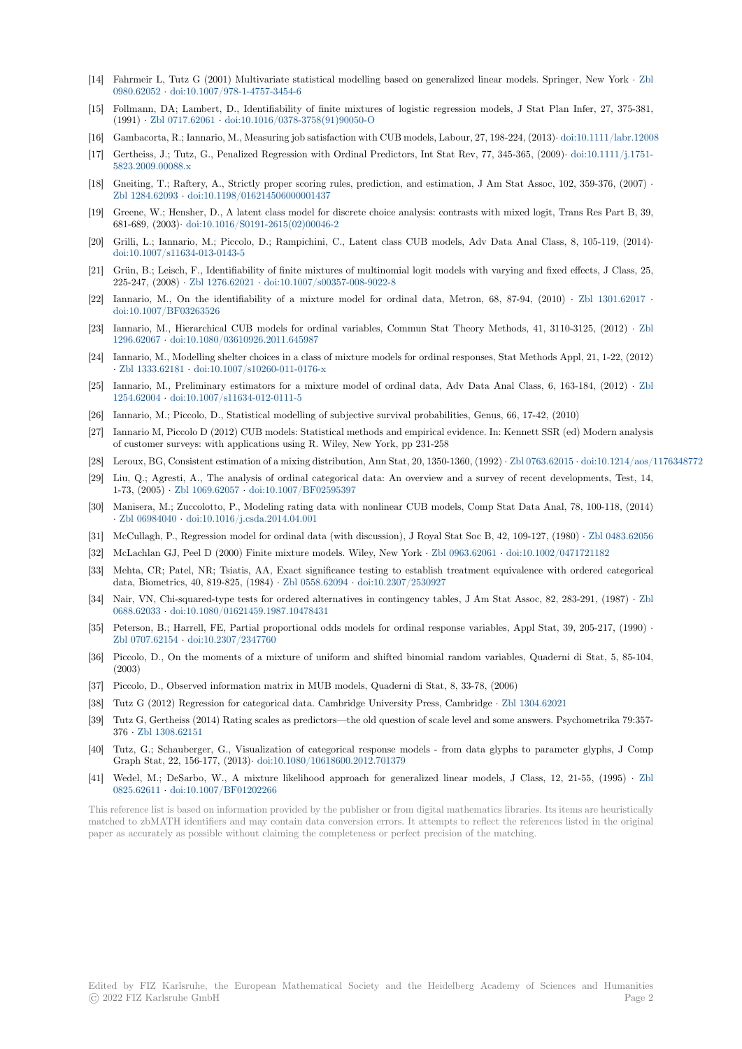- [14] Fahrmeir L, Tutz G (2001) Multivariate statistical modelling based on generalized linear models. Springer, New York · Zbl 0980.62052 · doi:10.1007/978-1-4757-3454-6
- [15] Follmann, DA; Lambert, D., Identifiability of finite mixtures of logistic regression models, J Stat Plan Infer, 27, 375-381, (1991) · Zbl 0717.62061 · doi:10.1016/0378-3758(91)90050-O
- [16] Gambacorta, R.; Iannario, M., Measuring job satisfaction with CUB models, Labour, 27, 198-224, (2013)· doi:10.1111/labr.12008
- [17] Gertheiss, J.; Tutz, G., Penalized Regression with Ordinal Predictors, Int Stat Rev, 77, 345-365, (2009)· doi:10.1111/j.1751-5823.2009.00088.x
- [18] Gneiting, T.; Raftery, A., Strictly proper scoring rules, prediction, and estimation, J Am Stat Assoc, 102, 359-376, (2007) · Zbl 1284.62093 · doi:10.1198/016214506000001437
- [19] Greene, W.; Hensher, D., A latent class model for discrete choice analysis: contrasts with mixed logit, Trans Res Part B, 39, 681-689, (2003)· doi:10.1016/S0191-2615(02)00046-2
- [20] Grilli, L.; Iannario, M.; Piccolo, D.; Rampichini, C., Latent class CUB models, Adv Data Anal Class, 8, 105-119, (2014)· doi:10.1007/s11634-013-0143-5
- [21] Grün, B.; Leisch, F., Identifiability of finite mixtures of multinomial logit models with varying and fixed effects, J Class, 25, 225-247, (2008) · Zbl 1276.62021 · doi:10.1007/s00357-008-9022-8
- [22] Iannario, M., On the identifiability of a mixture model for ordinal data, Metron, 68, 87-94, (2010) · Zbl 1301.62017 · doi:10.1007/BF03263526
- [23] Iannario, M., Hierarchical CUB models for ordinal variables, Commun Stat Theory Methods, 41, 3110-3125, (2012) · Zbl 1296.62067 · doi:10.1080/03610926.2011.645987
- [24] Iannario, M., Modelling shelter choices in a class of mixture models for ordinal responses, Stat Methods Appl, 21, 1-22, (2012) · Zbl 1333.62181 · doi:10.1007/s10260-011-0176-x
- [25] Iannario, M., Preliminary estimators for a mixture model of ordinal data, Adv Data Anal Class, 6, 163-184, (2012) · Zbl 1254.62004 · doi:10.1007/s11634-012-0111-5
- [26] Iannario, M.; Piccolo, D., Statistical modelling of subjective survival probabilities, Genus, 66, 17-42, (2010)
- [27] Iannario M, Piccolo D (2012) CUB models: Statistical methods and empirical evidence. In: Kennett SSR (ed) Modern analysis of customer surveys: with applications using R. Wiley, New York, pp 231-258
- [28] Leroux, BG, Consistent estimation of a mixing distribution, Ann Stat, 20, 1350-1360, (1992) · Zbl 0763.62015 · doi:10.1214/aos/1176348772
- [29] Liu, Q.; Agresti, A., The analysis of ordinal categorical data: An overview and a survey of recent developments, Test, 14, 1-73, (2005) · Zbl 1069.62057 · doi:10.1007/BF02595397
- [30] Manisera, M.; Zuccolotto, P., Modeling rating data with nonlinear CUB models, Comp Stat Data Anal, 78, 100-118, (2014) · Zbl 06984040 · doi:10.1016/j.csda.2014.04.001
- [31] McCullagh, P., Regression model for ordinal data (with discussion), J Royal Stat Soc B, 42, 109-127, (1980) · Zbl 0483.62056
- [32] McLachlan GJ, Peel D (2000) Finite mixture models. Wiley, New York · Zbl 0963.62061 · doi:10.1002/0471721182
- [33] Mehta, CR; Patel, NR; Tsiatis, AA, Exact significance testing to establish treatment equivalence with ordered categorical data, Biometrics, 40, 819-825, (1984) · Zbl 0558.62094 · doi:10.2307/2530927
- [34] Nair, VN, Chi-squared-type tests for ordered alternatives in contingency tables, J Am Stat Assoc, 82, 283-291, (1987) · Zbl 0688.62033 · doi:10.1080/01621459.1987.10478431
- [35] Peterson, B.; Harrell, FE, Partial proportional odds models for ordinal response variables, Appl Stat, 39, 205-217, (1990) · Zbl 0707.62154 · doi:10.2307/2347760
- [36] Piccolo, D., On the moments of a mixture of uniform and shifted binomial random variables, Quaderni di Stat, 5, 85-104, (2003)
- [37] Piccolo, D., Observed information matrix in MUB models, Quaderni di Stat, 8, 33-78, (2006)
- [38] Tutz G (2012) Regression for categorical data. Cambridge University Press, Cambridge · Zbl 1304.62021
- [39] Tutz G, Gertheiss (2014) Rating scales as predictors—the old question of scale level and some answers. Psychometrika 79:357-376 · Zbl 1308.62151
- [40] Tutz, G.; Schauberger, G., Visualization of categorical response models - from data glyphs to parameter glyphs, J Comp Graph Stat, 22, 156-177, (2013)· doi:10.1080/10618600.2012.701379
- [41] Wedel, M.; DeSarbo, W., A mixture likelihood approach for generalized linear models, J Class, 12, 21-55, (1995) · Zbl 0825.62611 · doi:10.1007/BF01202266

This reference list is based on information provided by the publisher or from digital mathematics libraries. Its items are heuristically matched to zbMATH identifiers and may contain data conversion errors. It attempts to reflect the references listed in the original paper as accurately as possible without claiming the completeness or perfect precision of the matching.